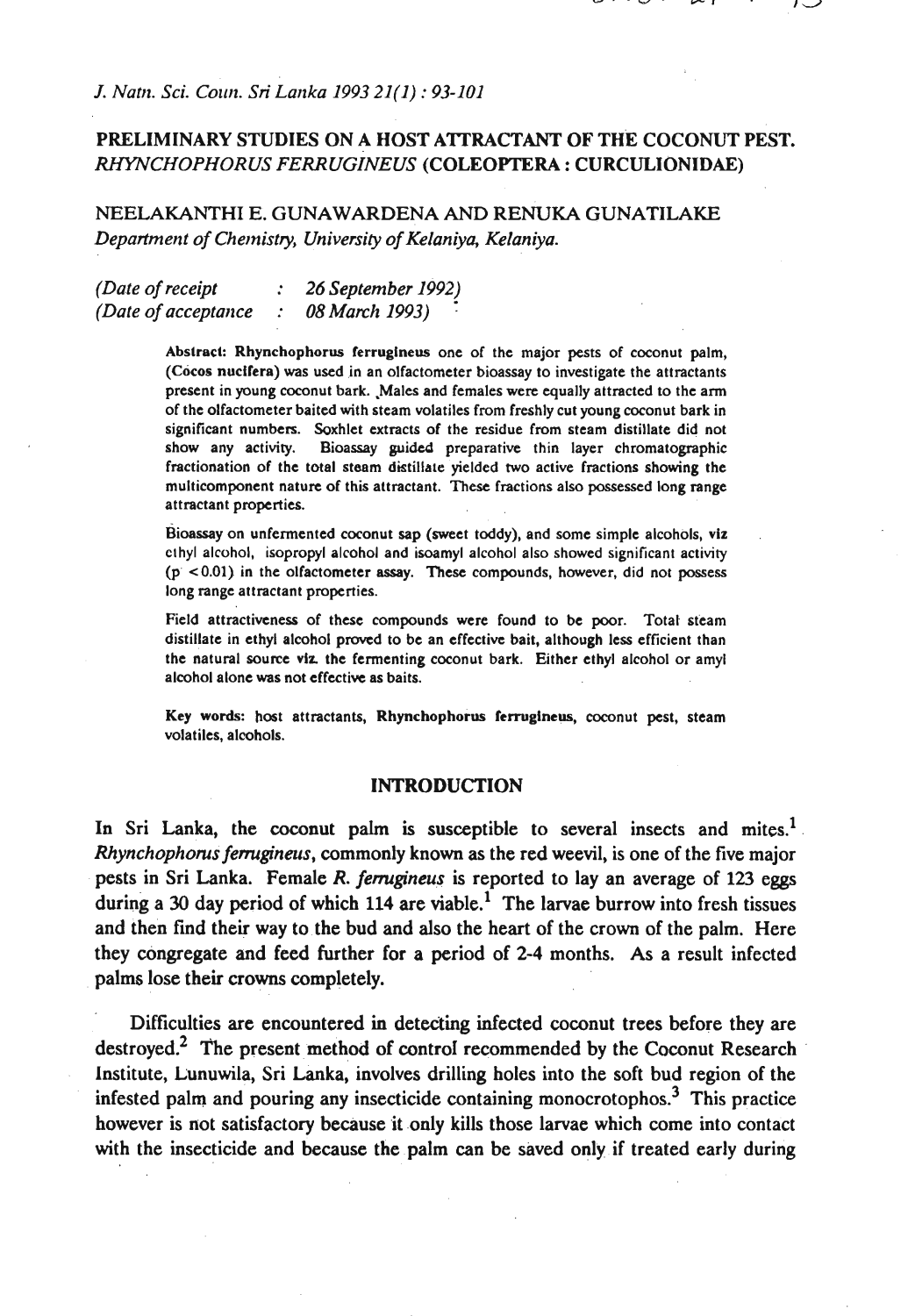# PRELIMINARY STUDIES ON A HOST ATTRACTANT OF THE COCONUT PEST. *RHYNCHOPHORUS FERRUGINEUS* (COLEOPTERA : CURCULIONIDAE)

NEELAKANTHI E. GUNAWARDENA AND RENUKA GUNATILAKE

*Department of Chemistry, University of Kelaniya, Kelaniya.*

*(Date of receipt : 26 September 1992)*
*(Date of acceptance : 08 March 1993)*

**Abstract:** **Rhynchophorus ferrugineus** one of the major pests of coconut palm, (**Cocos nucifera**) was used in an olfactometer bioassay to investigate the attractants present in young coconut bark. Males and females were equally attracted to the arm of the olfactometer baited with steam volatiles from freshly cut young coconut bark in significant numbers. Soxhlet extracts of the residue from steam distillate did not show any activity. Bioassay guided preparative thin layer chromatographic fractionation of the total steam distillate yielded two active fractions showing the multicomponent nature of this attractant. These fractions also possessed long range attractant properties.

Bioassay on unfermented coconut sap (sweet toddy), and some simple alcohols, viz ethyl alcohol, isopropyl alcohol and isoamyl alcohol also showed significant activity ($p < 0.01$) in the olfactometer assay. These compounds, however, did not possess long range attractant properties.

Field attractiveness of these compounds were found to be poor. Total steam distillate in ethyl alcohol proved to be an effective bait, although less efficient than the natural source viz. the fermenting coconut bark. Either ethyl alcohol or amyl alcohol alone was not effective as baits.

**Key words:** host attractants, **Rhynchophorus ferrugineus**, coconut pest, steam volatiles, alcohols.

## INTRODUCTION

In Sri Lanka, the coconut palm is susceptible to several insects and mites.[1] *Rhynchophorus ferrugineus*, commonly known as the red weevil, is one of the five major pests in Sri Lanka. Female *R. ferrugineus* is reported to lay an average of 123 eggs during a 30 day period of which 114 are viable.[1] The larvae burrow into fresh tissues and then find their way to the bud and also the heart of the crown of the palm. Here they congregate and feed further for a period of 2-4 months. As a result infected palms lose their crowns completely.

Difficulties are encountered in detecting infected coconut trees before they are destroyed.[2] The present method of control recommended by the Coconut Research Institute, Lunuwila, Sri Lanka, involves drilling holes into the soft bud region of the infested palm and pouring any insecticide containing monocrotophos.[3] This practice however is not satisfactory because it only kills those larvae which come into contact with the insecticide and because the palm can be saved only if treated early during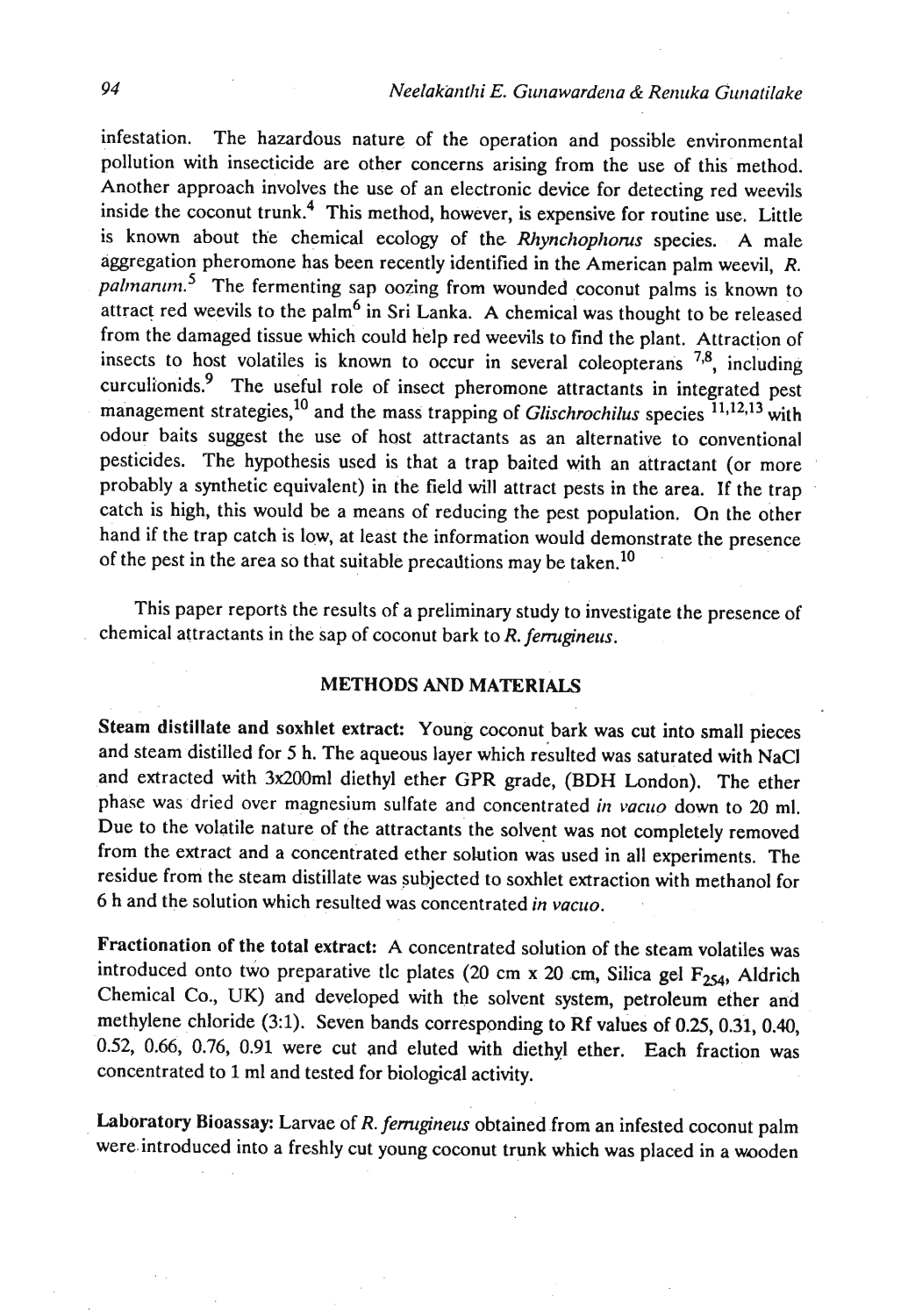infestation. The hazardous nature of the operation and possible environmental pollution with insecticide are other concerns arising from the use of this method. Another approach involves the use of an electronic device for detecting red weevils inside the coconut trunk.[4] This method, however, is expensive for routine use. Little is known about the chemical ecology of the *Rhynchophorus* species. A male aggregation pheromone has been recently identified in the American palm weevil, *R. palmarum*.[5] The fermenting sap oozing from wounded coconut palms is known to attract red weevils to the palm[6] in Sri Lanka. A chemical was thought to be released from the damaged tissue which could help red weevils to find the plant. Attraction of insects to host volatiles is known to occur in several coleopterans [7,8], including curculionids.[9] The useful role of insect pheromone attractants in integrated pest management strategies,[10] and the mass trapping of *Glischrochilus* species [11,12,13] with odour baits suggest the use of host attractants as an alternative to conventional pesticides. The hypothesis used is that a trap baited with an attractant (or more probably a synthetic equivalent) in the field will attract pests in the area. If the trap catch is high, this would be a means of reducing the pest population. On the other hand if the trap catch is low, at least the information would demonstrate the presence of the pest in the area so that suitable precautions may be taken.[10]

This paper reports the results of a preliminary study to investigate the presence of chemical attractants in the sap of coconut bark to *R. ferrugineus*.

## METHODS AND MATERIALS

**Steam distillate and soxhlet extract:** Young coconut bark was cut into small pieces and steam distilled for 5 h. The aqueous layer which resulted was saturated with NaCl and extracted with 3x200ml diethyl ether GPR grade, (BDH London). The ether phase was dried over magnesium sulfate and concentrated *in vacuo* down to 20 ml. Due to the volatile nature of the attractants the solvent was not completely removed from the extract and a concentrated ether solution was used in all experiments. The residue from the steam distillate was subjected to soxhlet extraction with methanol for 6 h and the solution which resulted was concentrated *in vacuo*.

**Fractionation of the total extract:** A concentrated solution of the steam volatiles was introduced onto two preparative tlc plates (20 cm x 20 cm, Silica gel $F_{254}$, Aldrich Chemical Co., UK) and developed with the solvent system, petroleum ether and methylene chloride (3:1). Seven bands corresponding to Rf values of 0.25, 0.31, 0.40, 0.52, 0.66, 0.76, 0.91 were cut and eluted with diethyl ether. Each fraction was concentrated to 1 ml and tested for biological activity.

**Laboratory Bioassay:** Larvae of *R. ferrugineus* obtained from an infested coconut palm were introduced into a freshly cut young coconut trunk which was placed in a wooden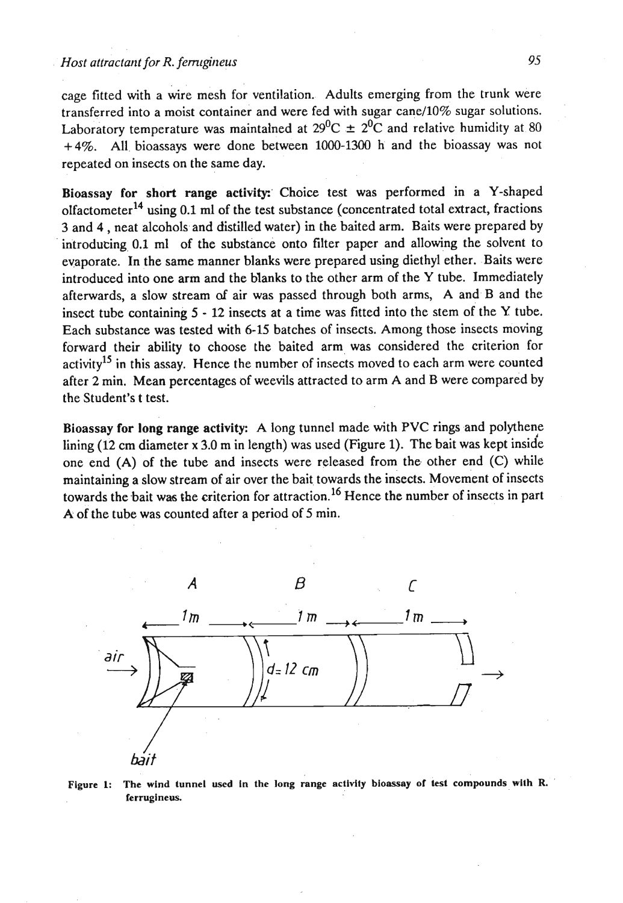cage fitted with a wire mesh for ventilation. Adults emerging from the trunk were transferred into a moist container and were fed with sugar cane/10% sugar solutions. Laboratory temperature was maintained at 29$^0$C ± 2$^0$C and relative humidity at 80 +4%. All bioassays were done between 1000-1300 h and the bioassay was not repeated on insects on the same day.

**Bioassay for short range activity:** Choice test was performed in a Y-shaped olfactometer[14] using 0.1 ml of the test substance (concentrated total extract, fractions 3 and 4 , neat alcohols and distilled water) in the baited arm. Baits were prepared by introducing 0.1 ml of the substance onto filter paper and allowing the solvent to evaporate. In the same manner blanks were prepared using diethyl ether. Baits were introduced into one arm and the blanks to the other arm of the Y tube. Immediately afterwards, a slow stream of air was passed through both arms, A and B and the insect tube containing 5 - 12 insects at a time was fitted into the stem of the Y tube. Each substance was tested with 6-15 batches of insects. Among those insects moving forward their ability to choose the baited arm was considered the criterion for activity[15] in this assay. Hence the number of insects moved to each arm were counted after 2 min. Mean percentages of weevils attracted to arm A and B were compared by the Student's t test.

**Bioassay for long range activity:** A long tunnel made with PVC rings and polythene lining (12 cm diameter x 3.0 m in length) was used (Figure 1). The bait was kept inside one end (A) of the tube and insects were released from the other end (C) while maintaining a slow stream of air over the bait towards the insects. Movement of insects towards the bait was the criterion for attraction.[16] Hence the number of insects in part A of the tube was counted after a period of 5 min.

Figure 1: The wind tunnel used in the long range activity bioassay of test compounds with R. ferrugineus.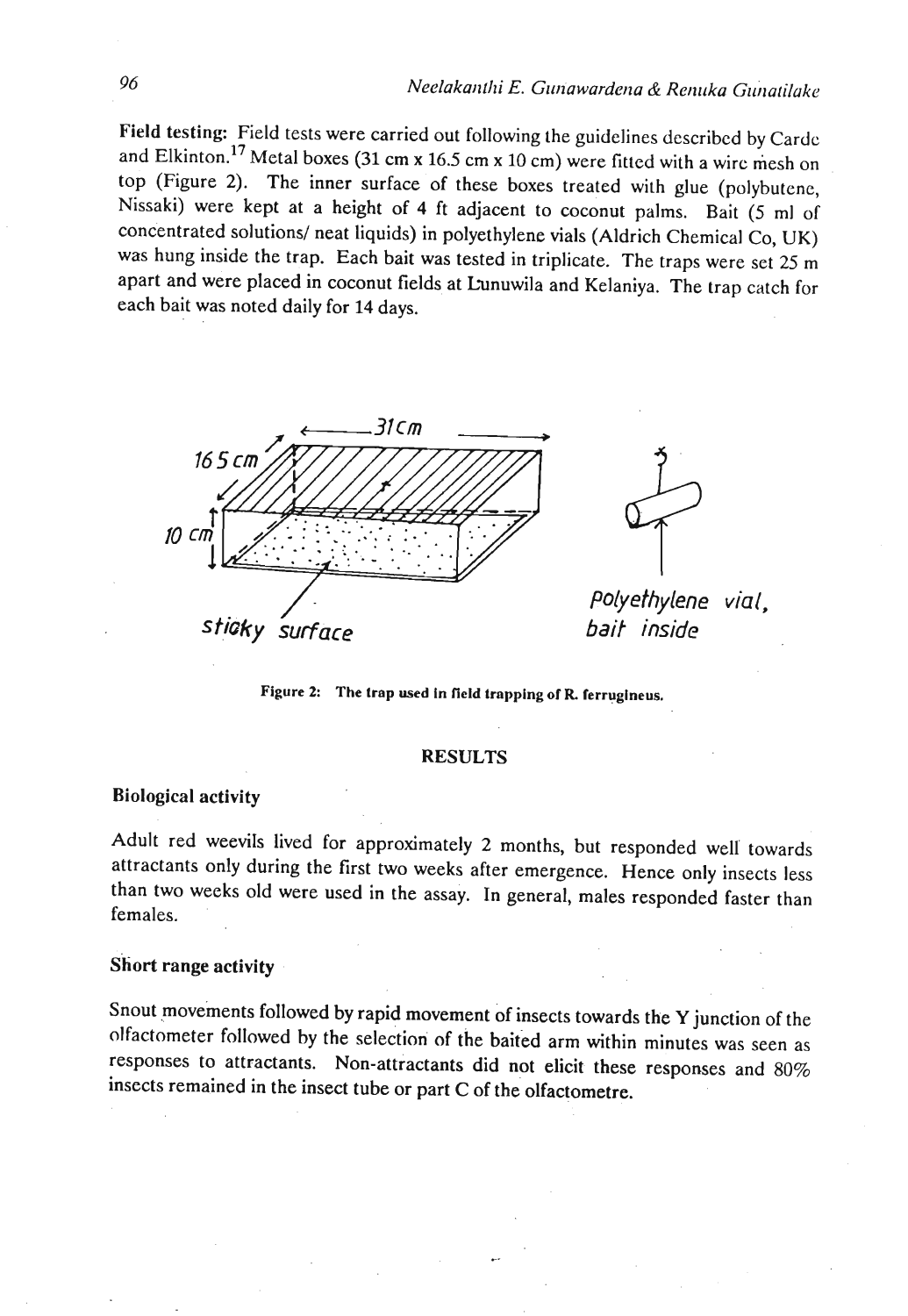**Field testing:** Field tests were carried out following the guidelines described by Carde and Elkinton.[17] Metal boxes (31 cm x 16.5 cm x 10 cm) were fitted with a wire mesh on top (Figure 2). The inner surface of these boxes treated with glue (polybutene, Nissaki) were kept at a height of 4 ft adjacent to coconut palms. Bait (5 ml of concentrated solutions/ neat liquids) in polyethylene vials (Aldrich Chemical Co, UK) was hung inside the trap. Each bait was tested in triplicate. The traps were set 25 m apart and were placed in coconut fields at Lunuwila and Kelaniya. The trap catch for each bait was noted daily for 14 days.

Figure 2: The trap used in field trapping of R. ferrugineus.

## RESULTS

### Biological activity

Adult red weevils lived for approximately 2 months, but responded well towards attractants only during the first two weeks after emergence. Hence only insects less than two weeks old were used in the assay. In general, males responded faster than females.

### Short range activity

Snout movements followed by rapid movement of insects towards the Y junction of the olfactometer followed by the selection of the baited arm within minutes was seen as responses to attractants. Non-attractants did not elicit these responses and 80% insects remained in the insect tube or part C of the olfactometre.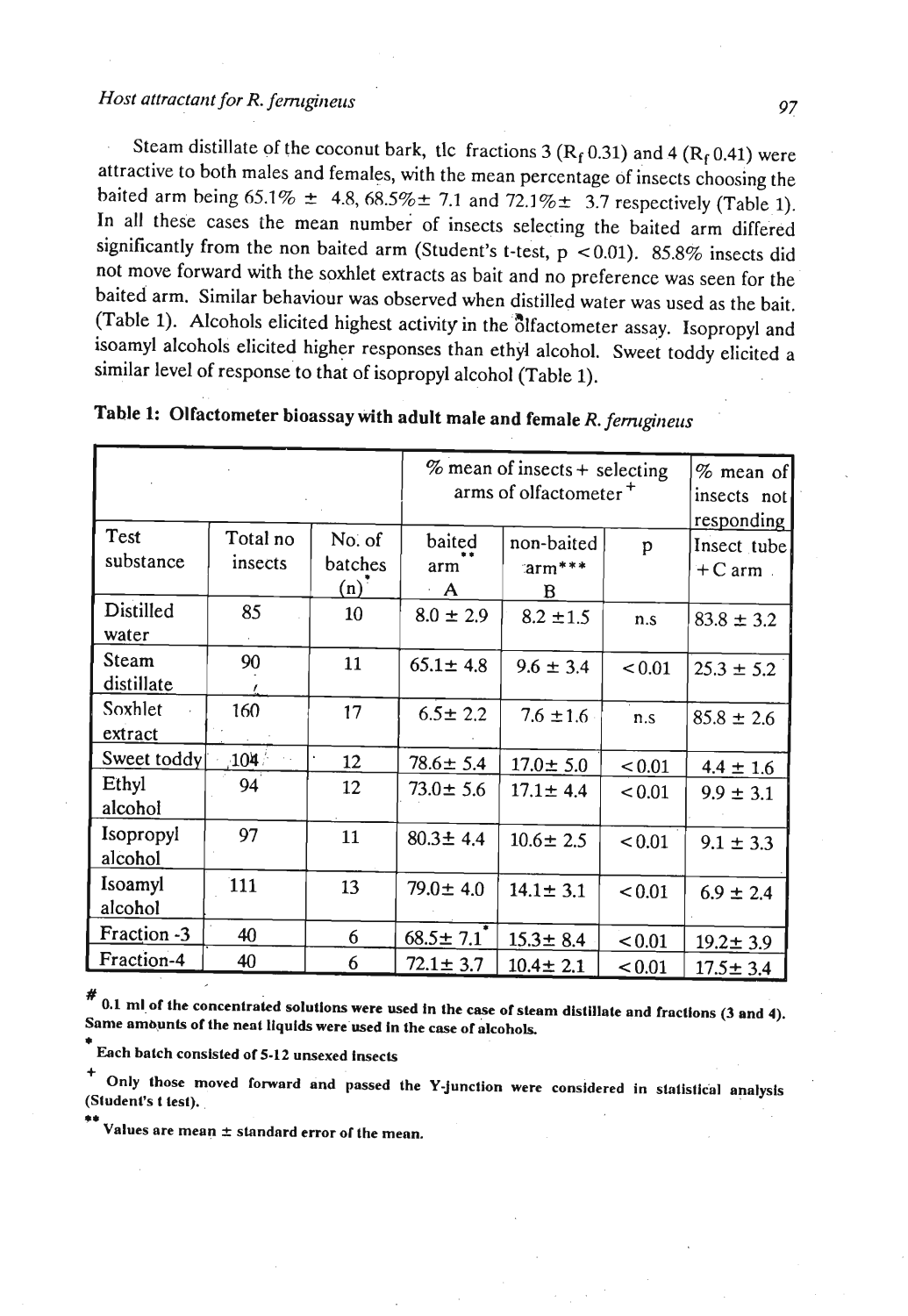Steam distillate of the coconut bark, tlc fractions 3 ($R_f$ 0.31) and 4 ($R_f$ 0.41) were attractive to both males and females, with the mean percentage of insects choosing the baited arm being 65.1% ± 4.8, 68.5%± 7.1 and 72.1%± 3.7 respectively (Table 1). In all these cases the mean number of insects selecting the baited arm differed significantly from the non baited arm (Student's t-test, $p < 0.01$). 85.8% insects did not move forward with the soxhlet extracts as bait and no preference was seen for the baited arm. Similar behaviour was observed when distilled water was used as the bait. (Table 1). Alcohols elicited highest activity in the olfactometer assay. Isopropyl and isoamyl alcohols elicited higher responses than ethyl alcohol. Sweet toddy elicited a similar level of response to that of isopropyl alcohol (Table 1).

**Table 1: Olfactometer bioassay with adult male and female *R. ferrugineus***

| | | | % mean of insects + selecting arms of olfactometer + | | | % mean of insects not responding |
|---|---|---|---|---|---|---|
| Test substance | Total no insects | No. of batches (n)* | baited arm** A | non-baited arm*** B | p | Insect tube + C arm |
| Distilled water | 85 | 10 | 8.0 ± 2.9 | 8.2 ±1.5 | n.s | 83.8 ± 3.2 |
| Steam distillate | 90 | 11 | 65.1± 4.8 | 9.6 ± 3.4 | <0.01 | 25.3 ± 5.2 |
| Soxhlet extract | 160 | 17 | 6.5± 2.2 | 7.6 ±1.6 | n.s | 85.8 ± 2.6 |
| Sweet toddy | 104 | 12 | 78.6± 5.4 | 17.0± 5.0 | <0.01 | 4.4 ± 1.6 |
| Ethyl alcohol | 94 | 12 | 73.0± 5.6 | 17.1± 4.4 | <0.01 | 9.9 ± 3.1 |
| Isopropyl alcohol | 97 | 11 | 80.3± 4.4 | 10.6± 2.5 | <0.01 | 9.1 ± 3.3 |
| Isoamyl alcohol | 111 | 13 | 79.0± 4.0 | 14.1± 3.1 | <0.01 | 6.9 ± 2.4 |
| Fraction -3 | 40 | 6 | 68.5± 7.1* | 15.3± 8.4 | <0.01 | 19.2± 3.9 |
| Fraction-4 | 40 | 6 | 72.1± 3.7 | 10.4± 2.1 | <0.01 | 17.5± 3.4 |

# 0.1 ml of the concentrated solutions were used in the case of steam distillate and fractions (3 and 4). Same amounts of the neat liquids were used in the case of alcohols.

\* Each batch consisted of 5-12 unsexed insects

\+ Only those moved forward and passed the Y-junction were considered in statistical analysis (Student's t test).

** Values are mean ± standard error of the mean.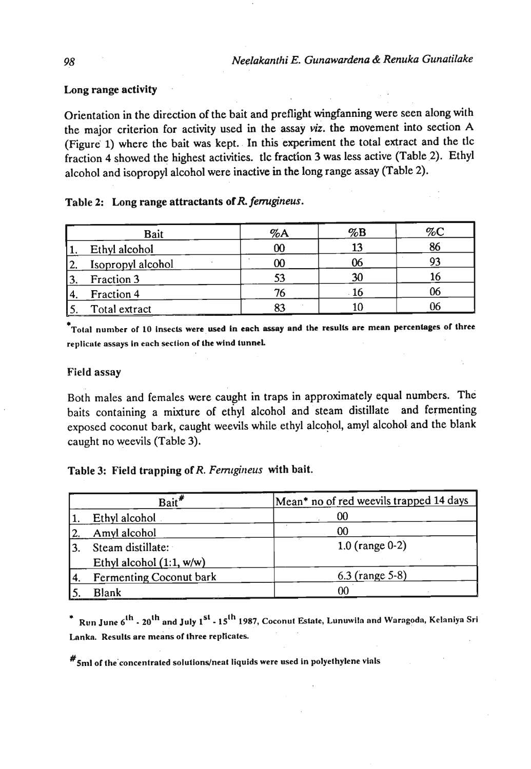### Long range activity

Orientation in the direction of the bait and preflight wingfanning were seen along with the major criterion for activity used in the assay *viz.* the movement into section A (Figure 1) where the bait was kept. In this experiment the total extract and the tlc fraction 4 showed the highest activities. tlc fraction 3 was less active (Table 2). Ethyl alcohol and isopropyl alcohol were inactive in the long range assay (Table 2).

**Table 2: Long range attractants of *R. ferrugineus*.**

| Bait | %A | %B | %C |
|---|---|---|---|
| 1. Ethyl alcohol | 00 | 13 | 86 |
| 2. Isopropyl alcohol | 00 | 06 | 93 |
| 3. Fraction 3 | 53 | 30 | 16 |
| 4. Fraction 4 | 76 | 16 | 06 |
| 5. Total extract | 83 | 10 | 06 |

*Total number of 10 insects were used in each assay and the results are mean percentages of three replicate assays in each section of the wind tunnel.

### Field assay

Both males and females were caught in traps in approximately equal numbers. The baits containing a mixture of ethyl alcohol and steam distillate and fermenting exposed coconut bark, caught weevils while ethyl alcohol, amyl alcohol and the blank caught no weevils (Table 3).

**Table 3: Field trapping of *R. Ferrugineus* with bait.**

| Bait# | Mean* no of red weevils trapped 14 days |
|---|---|
| 1. Ethyl alcohol | 00 |
| 2. Amyl alcohol | 00 |
| 3. Steam distillate: Ethyl alcohol (1:1, w/w) | 1.0 (range 0-2) |
| 4. Fermenting Coconut bark | 6.3 (range 5-8) |
| 5. Blank | 00 |

* Run June 6th - 20th and July 1st - 15th 1987, Coconut Estate, Lunuwila and Waragoda, Kelaniya Sri Lanka. Results are means of three replicates.

# 5ml of the concentrated solutions/neat liquids were used in polyethylene vials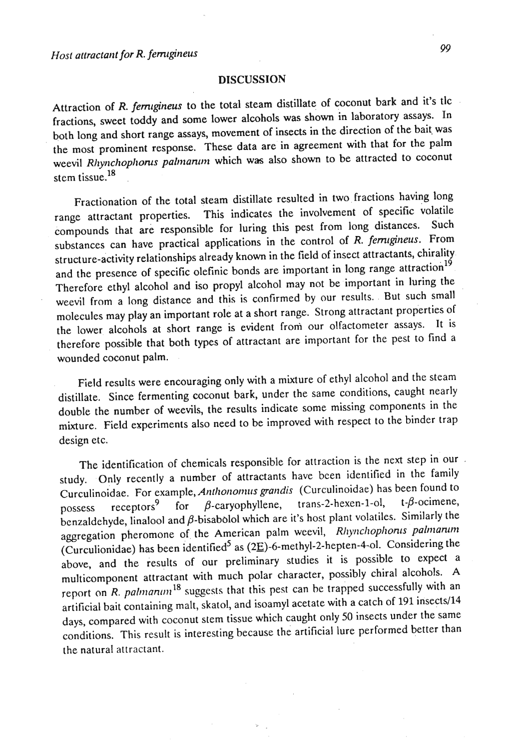## DISCUSSION

Attraction of *R. ferrugineus* to the total steam distillate of coconut bark and it's tlc fractions, sweet toddy and some lower alcohols was shown in laboratory assays. In both long and short range assays, movement of insects in the direction of the bait was the most prominent response. These data are in agreement with that for the palm weevil *Rhynchophorus palmarum* which was also shown to be attracted to coconut stem tissue.[18]

Fractionation of the total steam distillate resulted in two fractions having long range attractant properties. This indicates the involvement of specific volatile compounds that are responsible for luring this pest from long distances. Such substances can have practical applications in the control of *R. ferrugineus*. From structure-activity relationships already known in the field of insect attractants, chirality and the presence of specific olefinic bonds are important in long range attraction[19] Therefore ethyl alcohol and iso propyl alcohol may not be important in luring the weevil from a long distance and this is confirmed by our results. But such small molecules may play an important role at a short range. Strong attractant properties of the lower alcohols at short range is evident from our olfactometer assays. It is therefore possible that both types of attractant are important for the pest to find a wounded coconut palm.

Field results were encouraging only with a mixture of ethyl alcohol and the steam distillate. Since fermenting coconut bark, under the same conditions, caught nearly double the number of weevils, the results indicate some missing components in the mixture. Field experiments also need to be improved with respect to the binder trap design etc.

The identification of chemicals responsible for attraction is the next step in our study. Only recently a number of attractants have been identified in the family Curculinoidae. For example, *Anthonomus grandis* (Curculinoidae) has been found to possess receptors[9] for β-caryophyllene, trans-2-hexen-1-ol, t-β-ocimene, benzaldehyde, linalool and β-bisabolol which are it's host plant volatiles. Similarly the aggregation pheromone of the American palm weevil, *Rhynchophorus palmarum* (Curculionidae) has been identified[5] as (2E)-6-methyl-2-hepten-4-ol. Considering the above, and the results of our preliminary studies it is possible to expect a multicomponent attractant with much polar character, possibly chiral alcohols. A report on *R. palmarum*[18] suggests that this pest can be trapped successfully with an artificial bait containing malt, skatol, and isoamyl acetate with a catch of 191 insects/14 days, compared with coconut stem tissue which caught only 50 insects under the same conditions. This result is interesting because the artificial lure performed better than the natural attractant.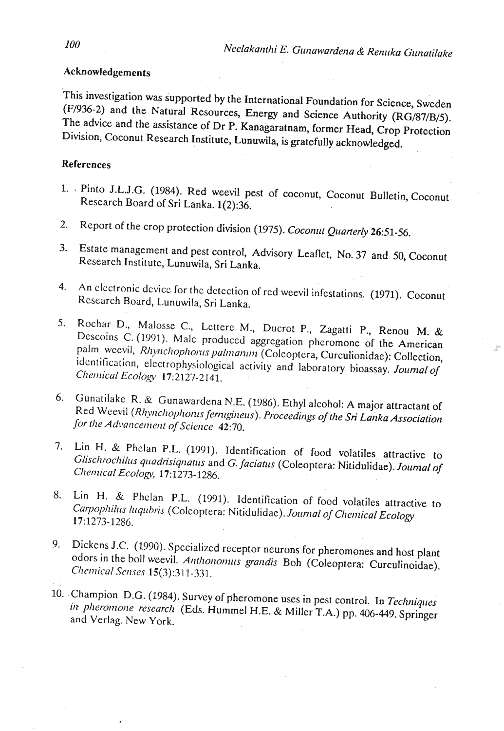## Acknowledgements

This investigation was supported by the International Foundation for Science, Sweden (F/936-2) and the Natural Resources, Energy and Science Authority (RG/87/B/5). The advice and the assistance of Dr P. Kanagaratnam, former Head, Crop Protection Division, Coconut Research Institute, Lunuwila, is gratefully acknowledged.

## References

1. Pinto J.L.J.G. (1984). Red weevil pest of coconut, Coconut Bulletin, Coconut Research Board of Sri Lanka. **1**(2):36.

2. Report of the crop protection division (1975). *Coconut Quarterly* **26**:51-56.

3. Estate management and pest control, Advisory Leaflet, No. 37 and 50, Coconut Research Institute, Lunuwila, Sri Lanka.

4. An electronic device for the detection of red weevil infestations. (1971). Coconut Research Board, Lunuwila, Sri Lanka.

5. Rochar D., Malosse C., Lettere M., Ducrot P., Zagatti P., Renou M. & Descoins C. (1991). Male produced aggregation pheromone of the American palm weevil, *Rhynchophorus palmarum* (Coleoptera, Curculionidae): Collection, identification, electrophysiological activity and laboratory bioassay. *Journal of Chemical Ecology* **17**:2127-2141.

6. Gunatilake R. & Gunawardena N.E. (1986). Ethyl alcohol: A major attractant of Red Weevil (*Rhynchophorus ferrugineus*). *Proceedings of the Sri Lanka Association for the Advancement of Science* **42**:70.

7. Lin H. & Phelan P.L. (1991). Identification of food volatiles attractive to *Glischrochilus quadrisiqnatus* and *G. faciatus* (Coleoptera: Nitidulidae). *Journal of Chemical Ecology,* **17**:1273-1286.

8. Lin H. & Phelan P.L. (1991). Identification of food volatiles attractive to *Carpophilus luqubris* (Coleoptera: Nitidulidae). *Journal of Chemical Ecology* **17**:1273-1286.

9. Dickens J.C. (1990). Specialized receptor neurons for pheromones and host plant odors in the boll weevil. *Anthonomus grandis* Boh (Coleoptera: Curculinoidae). *Chemical Senses* **15**(3):311-331.

10. Champion D.G. (1984). Survey of pheromone uses in pest control. In *Techniques in pheromone research* (Eds. Hummel H.E. & Miller T.A.) pp. 406-449. Springer and Verlag. New York.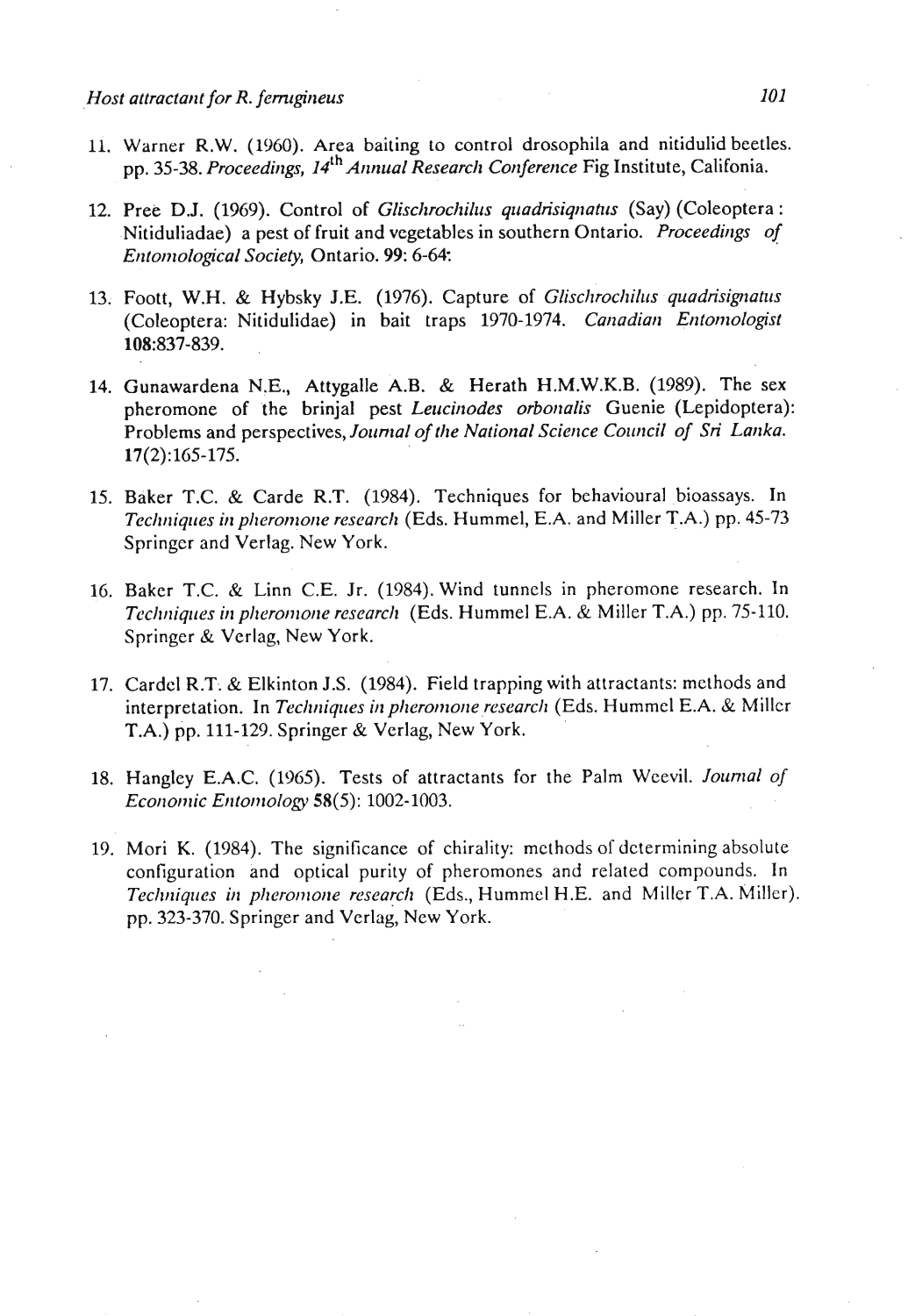11. Warner R.W. (1960). Area baiting to control drosophila and nitidulid beetles. pp. 35-38. *Proceedings, 14th Annual Research Conference* Fig Institute, Califonia.

12. Pree D.J. (1969). Control of *Glischrochilus quadrisiqnatus* (Say) (Coleoptera : Nitiduliadae) a pest of fruit and vegetables in southern Ontario. *Proceedings of Entomological Society,* Ontario. **99**: 6-64:

13. Foott, W.H. & Hybsky J.E. (1976). Capture of *Glischrochilus quadrisignatus* (Coleoptera: Nitidulidae) in bait traps 1970-1974. *Canadian Entomologist* **108**:837-839.

14. Gunawardena N.E., Attygalle A.B. & Herath H.M.W.K.B. (1989). The sex pheromone of the brinjal pest *Leucinodes orbonalis* Guenie (Lepidoptera): Problems and perspectives, *Journal of the National Science Council of Sri Lanka.* **17**(2):165-175.

15. Baker T.C. & Carde R.T. (1984). Techniques for behavioural bioassays. In *Techniques in pheromone research* (Eds. Hummel, E.A. and Miller T.A.) pp. 45-73 Springer and Verlag. New York.

16. Baker T.C. & Linn C.E. Jr. (1984). Wind tunnels in pheromone research. In *Techniques in pheromone research* (Eds. Hummel E.A. & Miller T.A.) pp. 75-110. Springer & Verlag, New York.

17. Cardel R.T. & Elkinton J.S. (1984). Field trapping with attractants: methods and interpretation. In *Techniques in pheromone research* (Eds. Hummel E.A. & Miller T.A.) pp. 111-129. Springer & Verlag, New York.

18. Hangley E.A.C. (1965). Tests of attractants for the Palm Weevil. *Journal of Economic Entomology* **58**(5): 1002-1003.

19. Mori K. (1984). The significance of chirality: methods of determining absolute configuration and optical purity of pheromones and related compounds. In *Techniques in pheromone research* (Eds., Hummel H.E. and Miller T.A. Miller). pp. 323-370. Springer and Verlag, New York.